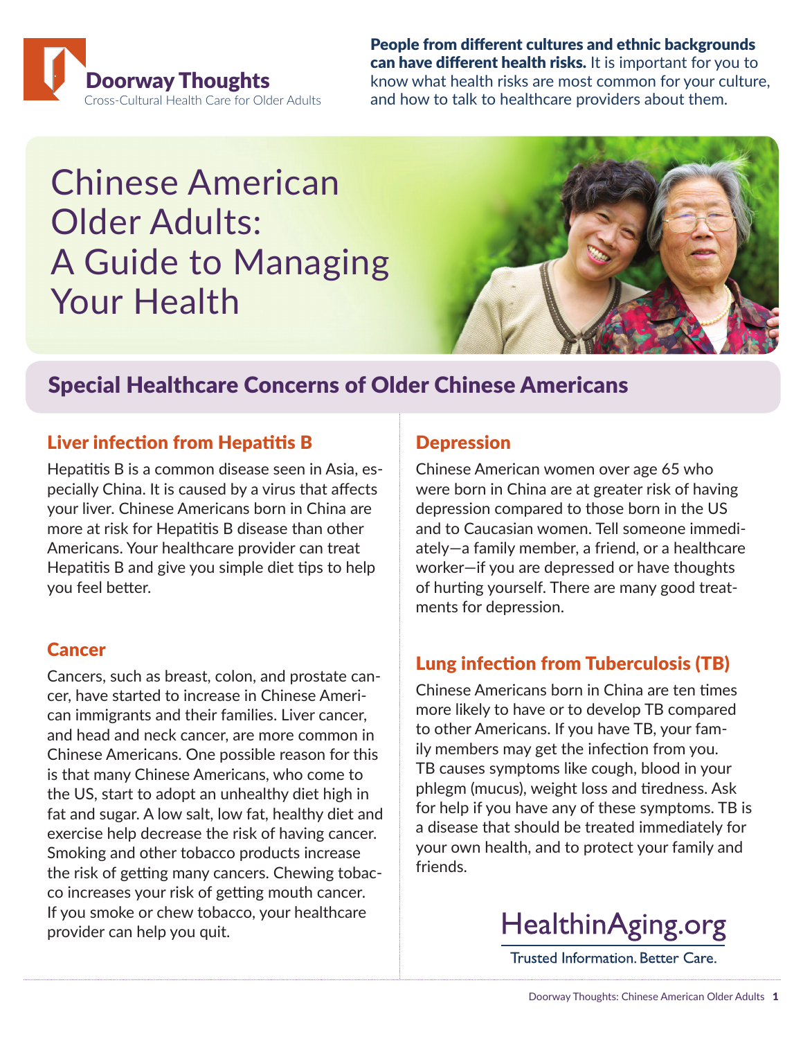Doorway Thoughts

Cross-Cultural Health Care for Older Adults

**People from different cultures and ethnic backgrounds can have different health risks.** It is important for you to know what health risks are most common for your culture, and how to talk to healthcare providers about them.

# Chinese American Older Adults: A Guide to Managing Your Health

## Special Healthcare Concerns of Older Chinese Americans

### Liver infection from Hepatitis B

Hepatitis B is a common disease seen in Asia, especially China. It is caused by a virus that affects your liver. Chinese Americans born in China are more at risk for Hepatitis B disease than other Americans. Your healthcare provider can treat Hepatitis B and give you simple diet tips to help you feel better.

### Cancer

Cancers, such as breast, colon, and prostate cancer, have started to increase in Chinese American immigrants and their families. Liver cancer, and head and neck cancer, are more common in Chinese Americans. One possible reason for this is that many Chinese Americans, who come to the US, start to adopt an unhealthy diet high in fat and sugar. A low salt, low fat, healthy diet and exercise help decrease the risk of having cancer. Smoking and other tobacco products increase the risk of getting many cancers. Chewing tobacco increases your risk of getting mouth cancer. If you smoke or chew tobacco, your healthcare provider can help you quit.

### Depression

Chinese American women over age 65 who were born in China are at greater risk of having depression compared to those born in the US and to Caucasian women. Tell someone immediately—a family member, a friend, or a healthcare worker—if you are depressed or have thoughts of hurting yourself. There are many good treatments for depression.

### Lung infection from Tuberculosis (TB)

Chinese Americans born in China are ten times more likely to have or to develop TB compared to other Americans. If you have TB, your family members may get the infection from you. TB causes symptoms like cough, blood in your phlegm (mucus), weight loss and tiredness. Ask for help if you have any of these symptoms. TB is a disease that should be treated immediately for your own health, and to protect your family and friends.

HealthinAging.org

Trusted Information. Better Care.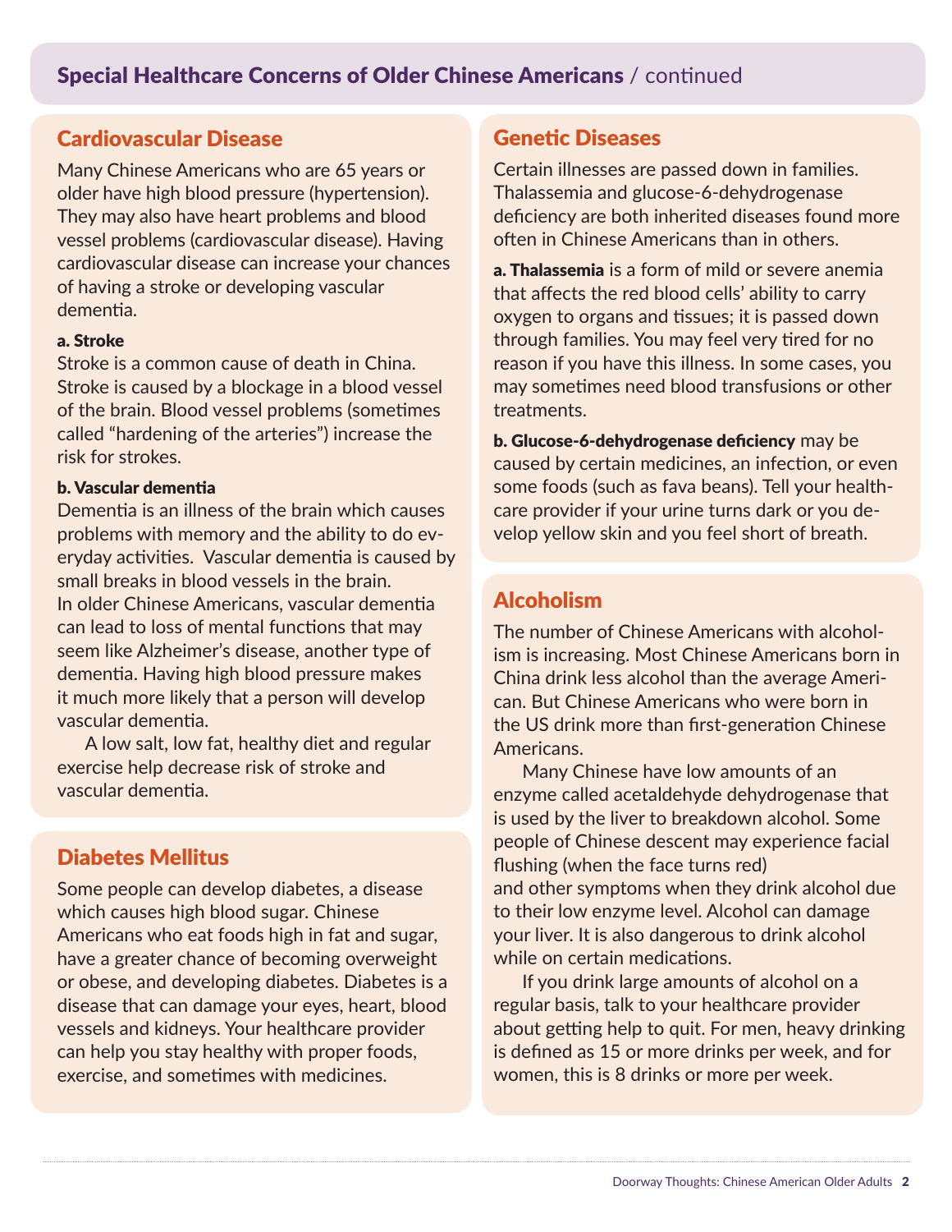## Special Healthcare Concerns of Older Chinese Americans / continued

### Cardiovascular Disease

Many Chinese Americans who are 65 years or older have high blood pressure (hypertension). They may also have heart problems and blood vessel problems (cardiovascular disease). Having cardiovascular disease can increase your chances of having a stroke or developing vascular dementia.

**a. Stroke**

Stroke is a common cause of death in China. Stroke is caused by a blockage in a blood vessel of the brain. Blood vessel problems (sometimes called "hardening of the arteries") increase the risk for strokes.

**b. Vascular dementia**

Dementia is an illness of the brain which causes problems with memory and the ability to do everyday activities. Vascular dementia is caused by small breaks in blood vessels in the brain. In older Chinese Americans, vascular dementia can lead to loss of mental functions that may seem like Alzheimer's disease, another type of dementia. Having high blood pressure makes it much more likely that a person will develop vascular dementia.

A low salt, low fat, healthy diet and regular exercise help decrease risk of stroke and vascular dementia.

### Diabetes Mellitus

Some people can develop diabetes, a disease which causes high blood sugar. Chinese Americans who eat foods high in fat and sugar, have a greater chance of becoming overweight or obese, and developing diabetes. Diabetes is a disease that can damage your eyes, heart, blood vessels and kidneys. Your healthcare provider can help you stay healthy with proper foods, exercise, and sometimes with medicines.

### Genetic Diseases

Certain illnesses are passed down in families. Thalassemia and glucose-6-dehydrogenase deficiency are both inherited diseases found more often in Chinese Americans than in others.

**a. Thalassemia** is a form of mild or severe anemia that affects the red blood cells' ability to carry oxygen to organs and tissues; it is passed down through families. You may feel very tired for no reason if you have this illness. In some cases, you may sometimes need blood transfusions or other treatments.

**b. Glucose-6-dehydrogenase deficiency** may be caused by certain medicines, an infection, or even some foods (such as fava beans). Tell your healthcare provider if your urine turns dark or you develop yellow skin and you feel short of breath.

### Alcoholism

The number of Chinese Americans with alcoholism is increasing. Most Chinese Americans born in China drink less alcohol than the average American. But Chinese Americans who were born in the US drink more than first-generation Chinese Americans.

Many Chinese have low amounts of an enzyme called acetaldehyde dehydrogenase that is used by the liver to breakdown alcohol. Some people of Chinese descent may experience facial flushing (when the face turns red) and other symptoms when they drink alcohol due to their low enzyme level. Alcohol can damage your liver. It is also dangerous to drink alcohol while on certain medications.

If you drink large amounts of alcohol on a regular basis, talk to your healthcare provider about getting help to quit. For men, heavy drinking is defined as 15 or more drinks per week, and for women, this is 8 drinks or more per week.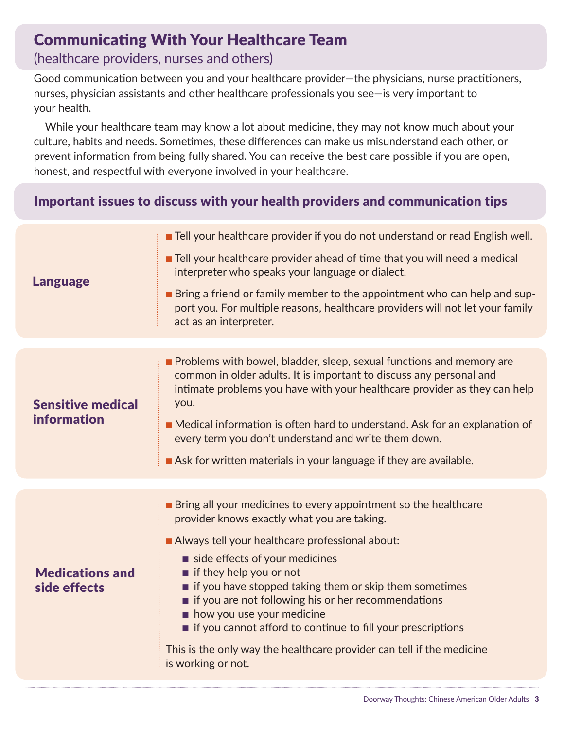# Communicating With Your Healthcare Team

(healthcare providers, nurses and others)

Good communication between you and your healthcare provider—the physicians, nurse practitioners, nurses, physician assistants and other healthcare professionals you see—is very important to your health.

While your healthcare team may know a lot about medicine, they may not know much about your culture, habits and needs. Sometimes, these differences can make us misunderstand each other, or prevent information from being fully shared. You can receive the best care possible if you are open, honest, and respectful with everyone involved in your healthcare.

## Important issues to discuss with your health providers and communication tips

### Language

- Tell your healthcare provider if you do not understand or read English well.
- Tell your healthcare provider ahead of time that you will need a medical interpreter who speaks your language or dialect.
- Bring a friend or family member to the appointment who can help and support you. For multiple reasons, healthcare providers will not let your family act as an interpreter.

### Sensitive medical information

- Problems with bowel, bladder, sleep, sexual functions and memory are common in older adults. It is important to discuss any personal and intimate problems you have with your healthcare provider as they can help you.
- Medical information is often hard to understand. Ask for an explanation of every term you don't understand and write them down.
- Ask for written materials in your language if they are available.

### Medications and side effects

- Bring all your medicines to every appointment so the healthcare provider knows exactly what you are taking.
- Always tell your healthcare professional about:
  - side effects of your medicines
  - if they help you or not
  - if you have stopped taking them or skip them sometimes
  - if you are not following his or her recommendations
  - how you use your medicine
  - if you cannot afford to continue to fill your prescriptions

This is the only way the healthcare provider can tell if the medicine is working or not.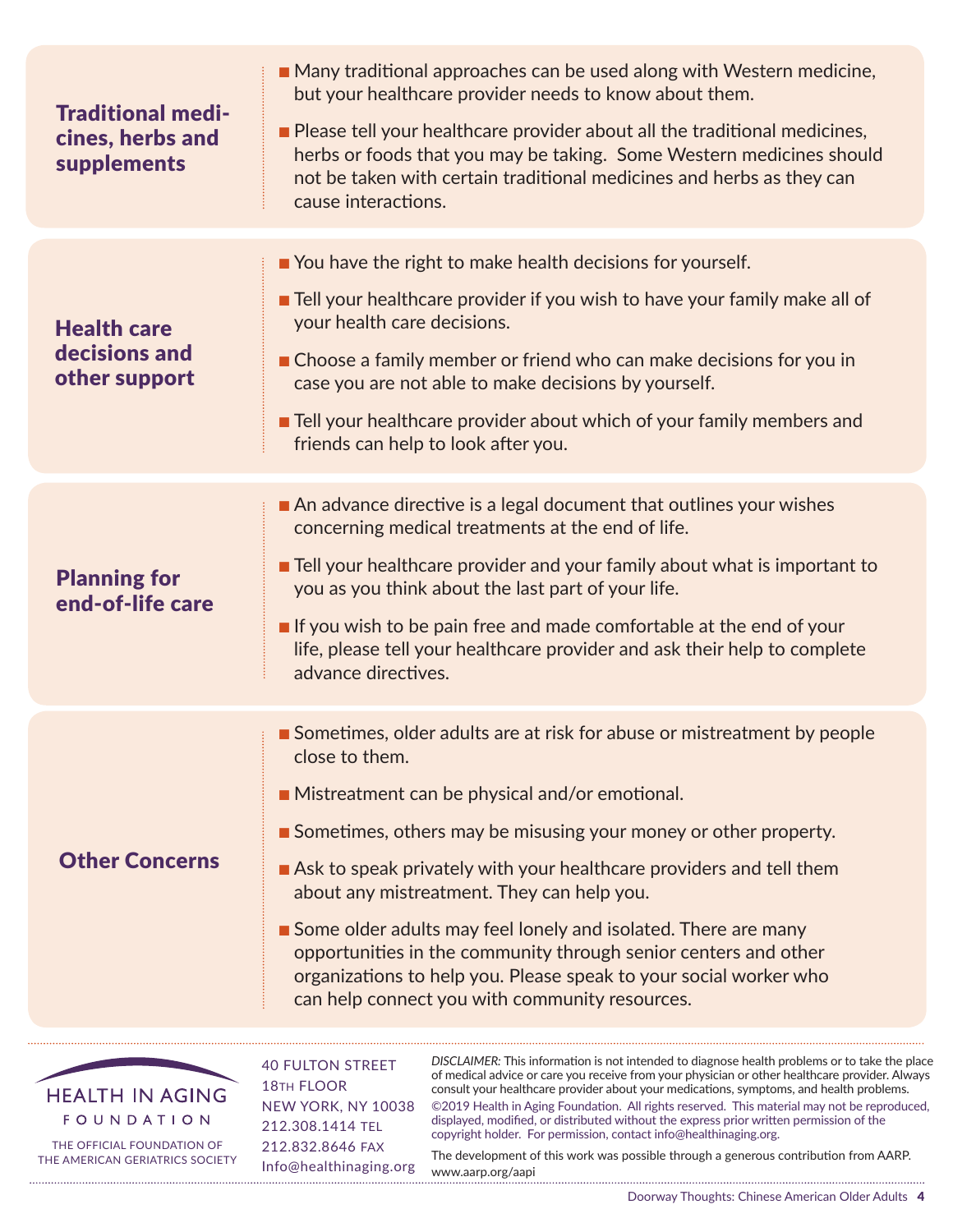## Traditional medicines, herbs and supplements

- Many traditional approaches can be used along with Western medicine, but your healthcare provider needs to know about them.
- Please tell your healthcare provider about all the traditional medicines, herbs or foods that you may be taking. Some Western medicines should not be taken with certain traditional medicines and herbs as they can cause interactions.

## Health care decisions and other support

- You have the right to make health decisions for yourself.
- Tell your healthcare provider if you wish to have your family make all of your health care decisions.
- Choose a family member or friend who can make decisions for you in case you are not able to make decisions by yourself.
- Tell your healthcare provider about which of your family members and friends can help to look after you.

## Planning for end-of-life care

- An advance directive is a legal document that outlines your wishes concerning medical treatments at the end of life.
- Tell your healthcare provider and your family about what is important to you as you think about the last part of your life.
- If you wish to be pain free and made comfortable at the end of your life, please tell your healthcare provider and ask their help to complete advance directives.

## Other Concerns

- Sometimes, older adults are at risk for abuse or mistreatment by people close to them.
- Mistreatment can be physical and/or emotional.
- Sometimes, others may be misusing your money or other property.
- Ask to speak privately with your healthcare providers and tell them about any mistreatment. They can help you.
- Some older adults may feel lonely and isolated. There are many opportunities in the community through senior centers and other organizations to help you. Please speak to your social worker who can help connect you with community resources.

---

HEALTH IN AGING FOUNDATION

THE OFFICIAL FOUNDATION OF THE AMERICAN GERIATRICS SOCIETY

40 FULTON STREET
18TH FLOOR
NEW YORK, NY 10038
212.308.1414 TEL
212.832.8646 FAX
Info@healthinaging.org

*DISCLAIMER:* This information is not intended to diagnose health problems or to take the place of medical advice or care you receive from your physician or other healthcare provider. Always consult your healthcare provider about your medications, symptoms, and health problems.

©2019 Health in Aging Foundation. All rights reserved. This material may not be reproduced, displayed, modified, or distributed without the express prior written permission of the copyright holder. For permission, contact info@healthinaging.org.

The development of this work was possible through a generous contribution from AARP. www.aarp.org/aapi